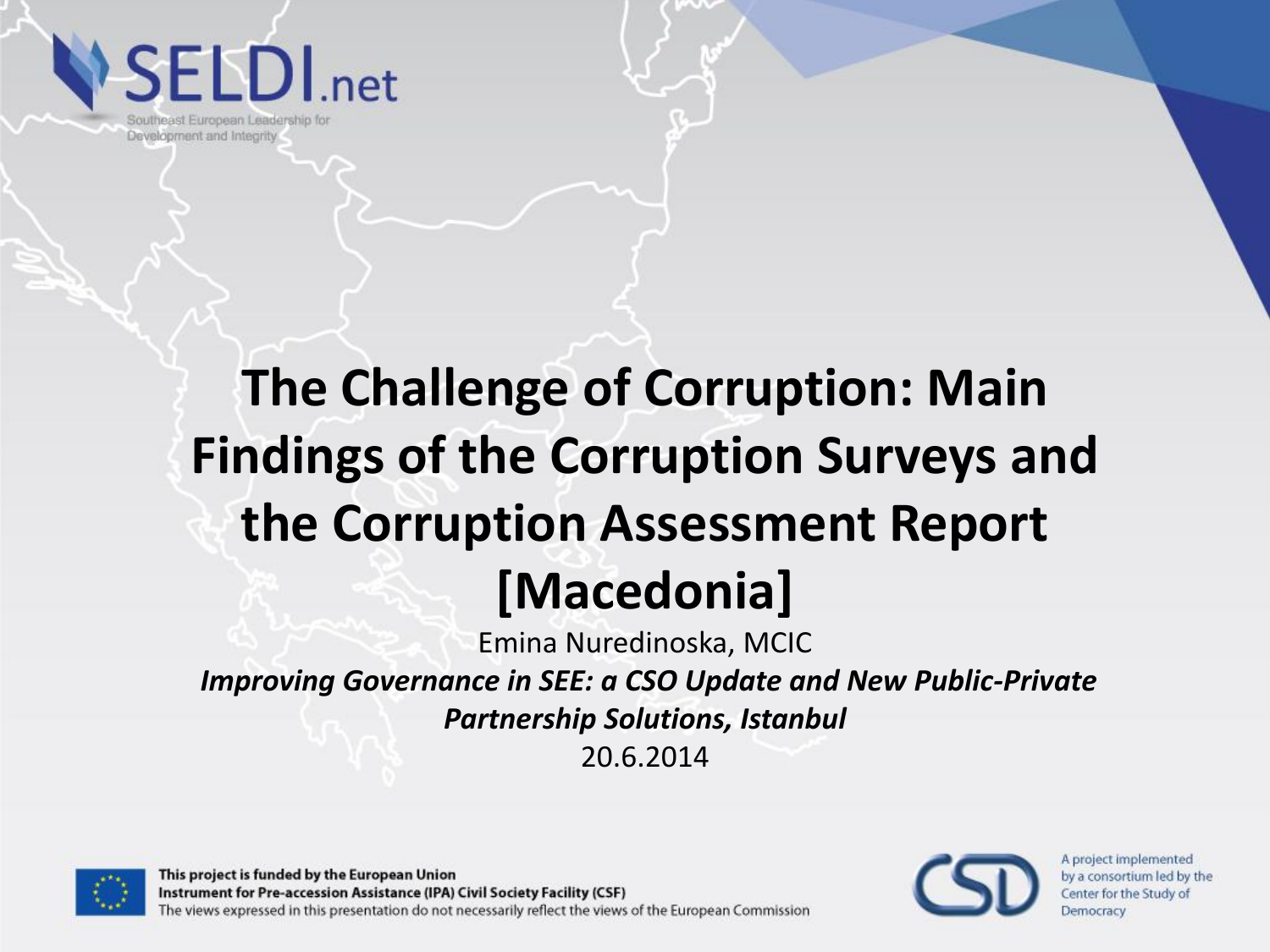SELDI.net

Southeast European Leadership for Development and Integrity

# The Challenge of Corruption: Main Findings of the Corruption Surveys and the Corruption Assessment Report [Macedonia]

Emina Nuredinoska, MCIC

***Improving Governance in SEE: a CSO Update and New Public-Private Partnership Solutions, Istanbul***

20.6.2014

**This project is funded by the European Union**
**Instrument for Pre-accession Assistance (IPA) Civil Society Facility (CSF)**
The views expressed in this presentation do not necessarily reflect the views of the European Commission

A project implemented by a consortium led by the Center for the Study of Democracy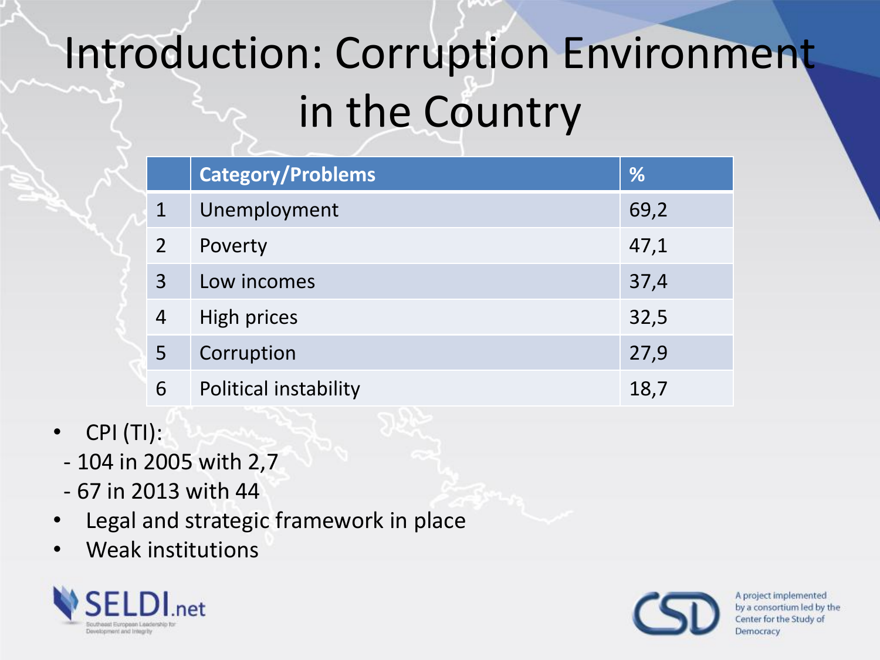# Introduction: Corruption Environment in the Country

| | Category/Problems | % |
|---|---|---|
| 1 | Unemployment | 69,2 |
| 2 | Poverty | 47,1 |
| 3 | Low incomes | 37,4 |
| 4 | High prices | 32,5 |
| 5 | Corruption | 27,9 |
| 6 | Political instability | 18,7 |

- CPI (TI):
  - 104 in 2005 with 2,7
  - 67 in 2013 with 44
- Legal and strategic framework in place
- Weak institutions

SELDI.net Southeast European Leadership for Development and Integrity

CSD A project implemented by a consortium led by the Center for the Study of Democracy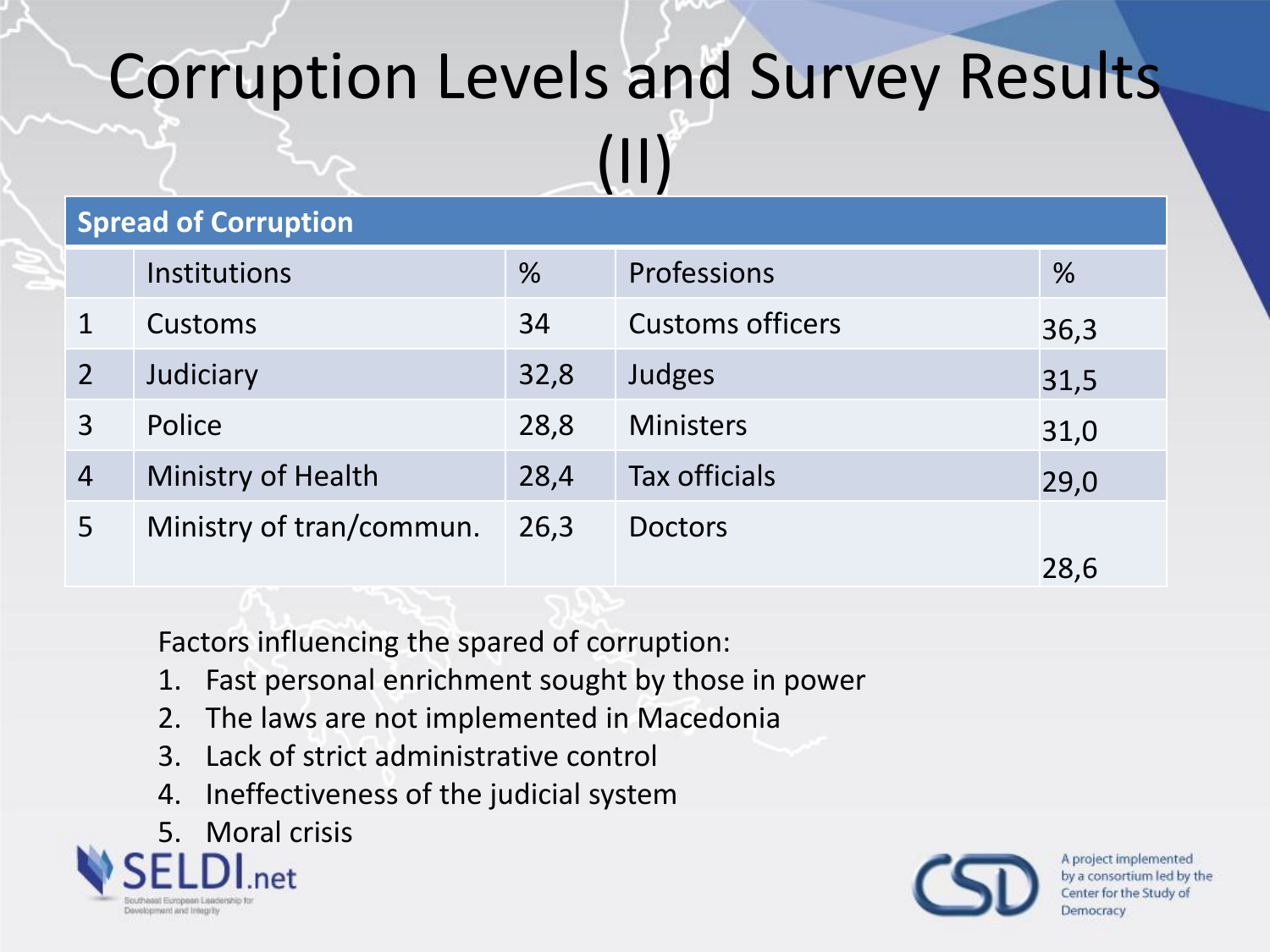# Corruption Levels and Survey Results (II)

| Spread of Corruption | | | | |
|---|---|---|---|---|
| | Institutions | % | Professions | % |
| 1 | Customs | 34 | Customs officers | 36,3 |
| 2 | Judiciary | 32,8 | Judges | 31,5 |
| 3 | Police | 28,8 | Ministers | 31,0 |
| 4 | Ministry of Health | 28,4 | Tax officials | 29,0 |
| 5 | Ministry of tran/commun. | 26,3 | Doctors | 28,6 |

Factors influencing the spared of corruption:

1. Fast personal enrichment sought by those in power
2. The laws are not implemented in Macedonia
3. Lack of strict administrative control
4. Ineffectiveness of the judicial system
5. Moral crisis

SELDI.net
Southeast European Leadership for Development and Integrity

CSD
A project implemented by a consortium led by the Center for the Study of Democracy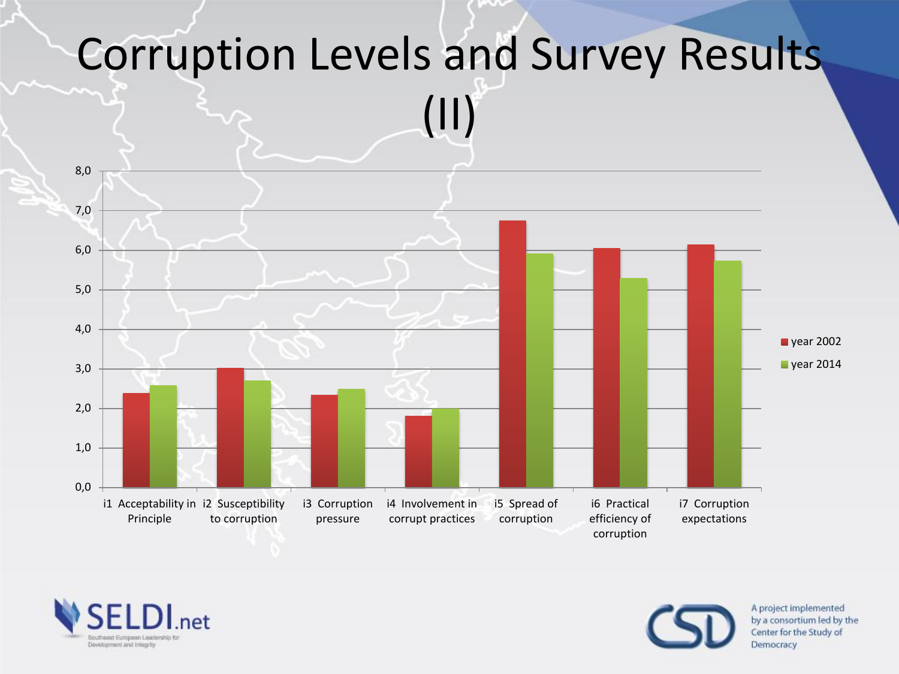# Corruption Levels and Survey Results (II)

| | year 2002 | year 2014 |
|---|---|---|
| i1 Acceptability in Principle | 2,4 | 2,6 |
| i2 Susceptibility to corruption | 3,0 | 2,7 |
| i3 Corruption pressure | 2,3 | 2,5 |
| i4 Involvement in corrupt practices | 1,8 | 2,0 |
| i5 Spread of corruption | 6,7 | 5,9 |
| i6 Practical efficiency of corruption | 6,0 | 5,3 |
| i7 Corruption expectations | 6,1 | 5,7 |

SELDI.net — Southeast European Leadership for Development and Integrity

A project implemented by a consortium led by the Center for the Study of Democracy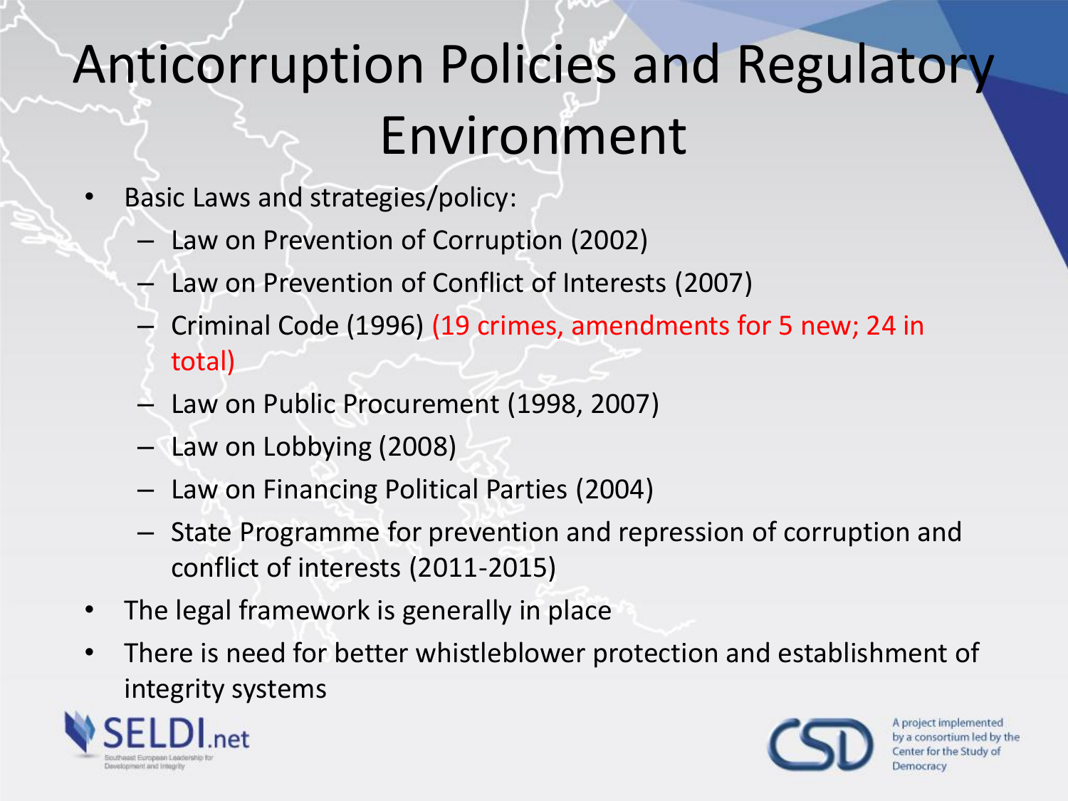# Anticorruption Policies and Regulatory Environment

- Basic Laws and strategies/policy:
  - Law on Prevention of Corruption (2002)
  - Law on Prevention of Conflict of Interests (2007)
  - Criminal Code (1996) (19 crimes, amendments for 5 new; 24 in total)
  - Law on Public Procurement (1998, 2007)
  - Law on Lobbying (2008)
  - Law on Financing Political Parties (2004)
  - State Programme for prevention and repression of corruption and conflict of interests (2011-2015)
- The legal framework is generally in place
- There is need for better whistleblower protection and establishment of integrity systems

SELDI.net
Southeast European Leadership for Development and Integrity

CSD
A project implemented by a consortium led by the Center for the Study of Democracy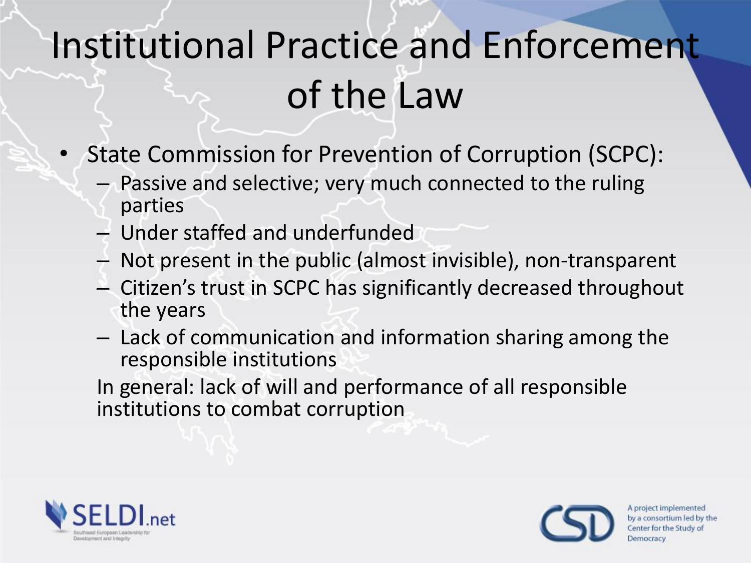# Institutional Practice and Enforcement of the Law

- State Commission for Prevention of Corruption (SCPC):
  - Passive and selective; very much connected to the ruling parties
  - Under staffed and underfunded
  - Not present in the public (almost invisible), non-transparent
  - Citizen's trust in SCPC has significantly decreased throughout the years
  - Lack of communication and information sharing among the responsible institutions

  In general: lack of will and performance of all responsible institutions to combat corruption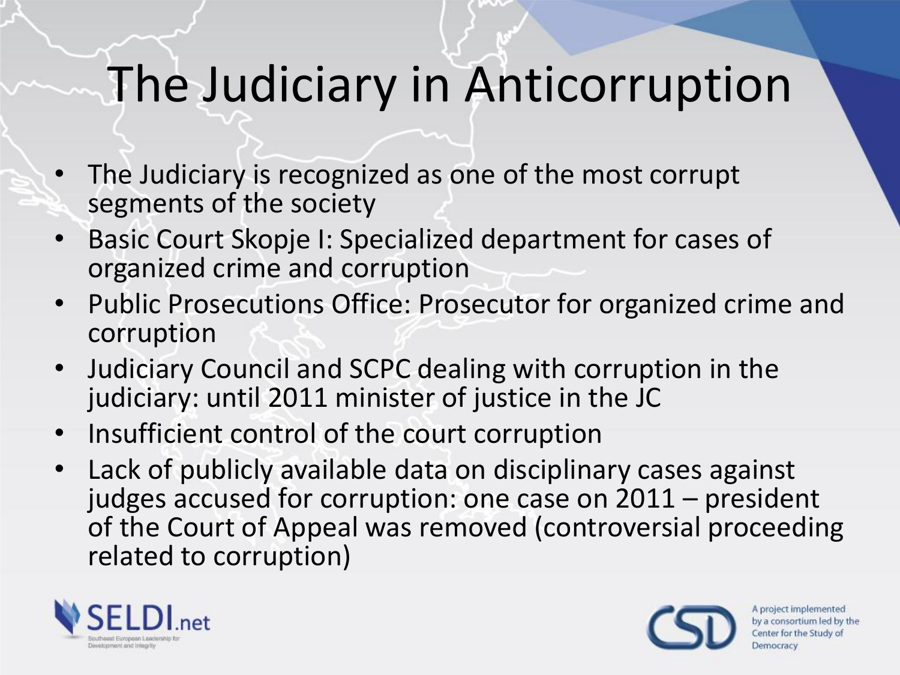# The Judiciary in Anticorruption

- The Judiciary is recognized as one of the most corrupt segments of the society
- Basic Court Skopje I: Specialized department for cases of organized crime and corruption
- Public Prosecutions Office: Prosecutor for organized crime and corruption
- Judiciary Council and SCPC dealing with corruption in the judiciary: until 2011 minister of justice in the JC
- Insufficient control of the court corruption
- Lack of publicly available data on disciplinary cases against judges accused for corruption: one case on 2011 – president of the Court of Appeal was removed (controversial proceeding related to corruption)

SELDI.net
Southeast European Leadership for Development and Integrity

CSD
A project implemented by a consortium led by the Center for the Study of Democracy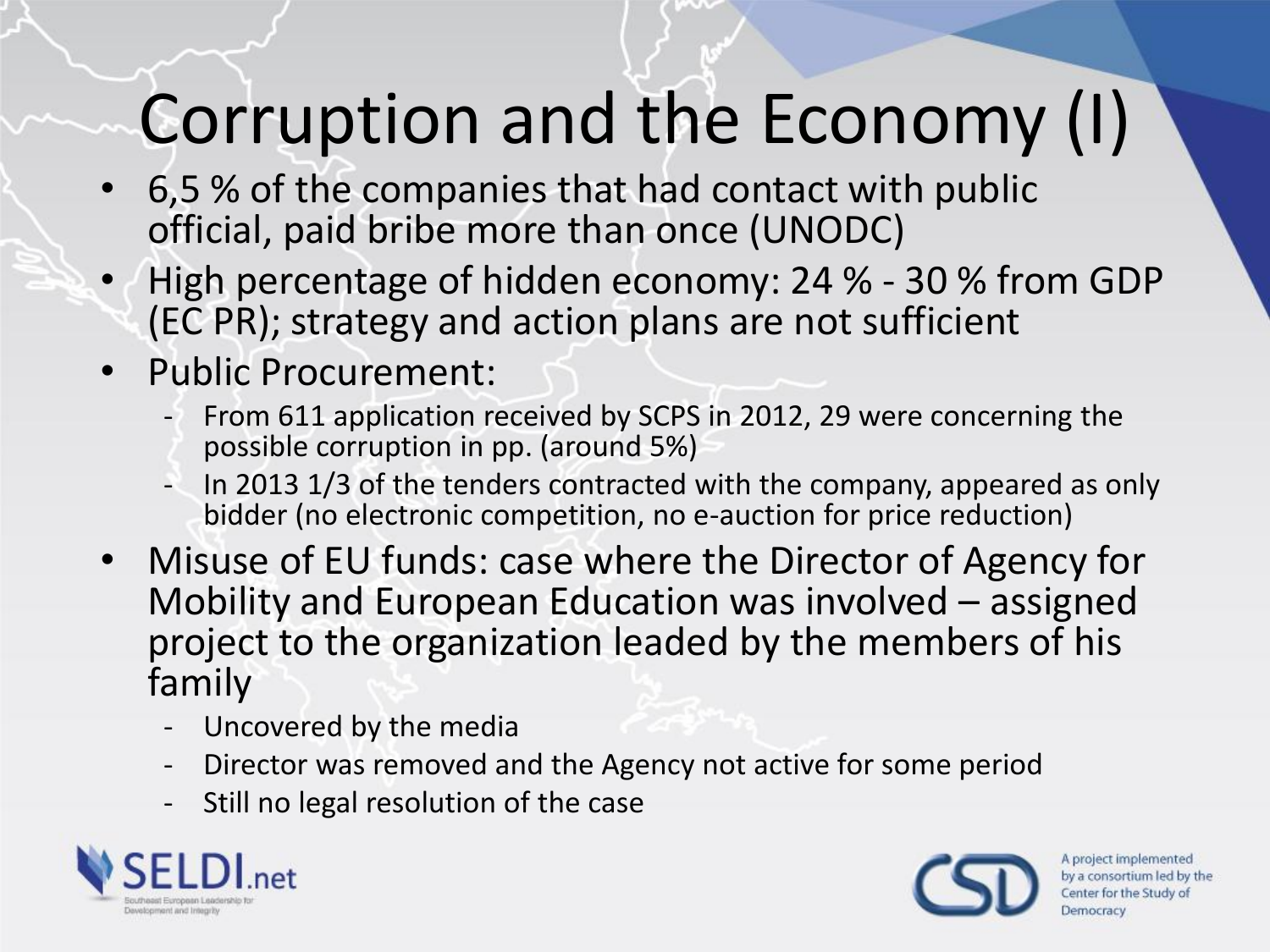# Corruption and the Economy (I)

- 6,5 % of the companies that had contact with public official, paid bribe more than once (UNODC)
- High percentage of hidden economy: 24 % - 30 % from GDP (EC PR); strategy and action plans are not sufficient
- Public Procurement:
  - From 611 application received by SCPS in 2012, 29 were concerning the possible corruption in pp. (around 5%)
  - In 2013 1/3 of the tenders contracted with the company, appeared as only bidder (no electronic competition, no e-auction for price reduction)
- Misuse of EU funds: case where the Director of Agency for Mobility and European Education was involved – assigned project to the organization leaded by the members of his family
  - Uncovered by the media
  - Director was removed and the Agency not active for some period
  - Still no legal resolution of the case

SELDI.net Southeast European Leadership for Development and Integrity

A project implemented by a consortium led by the Center for the Study of Democracy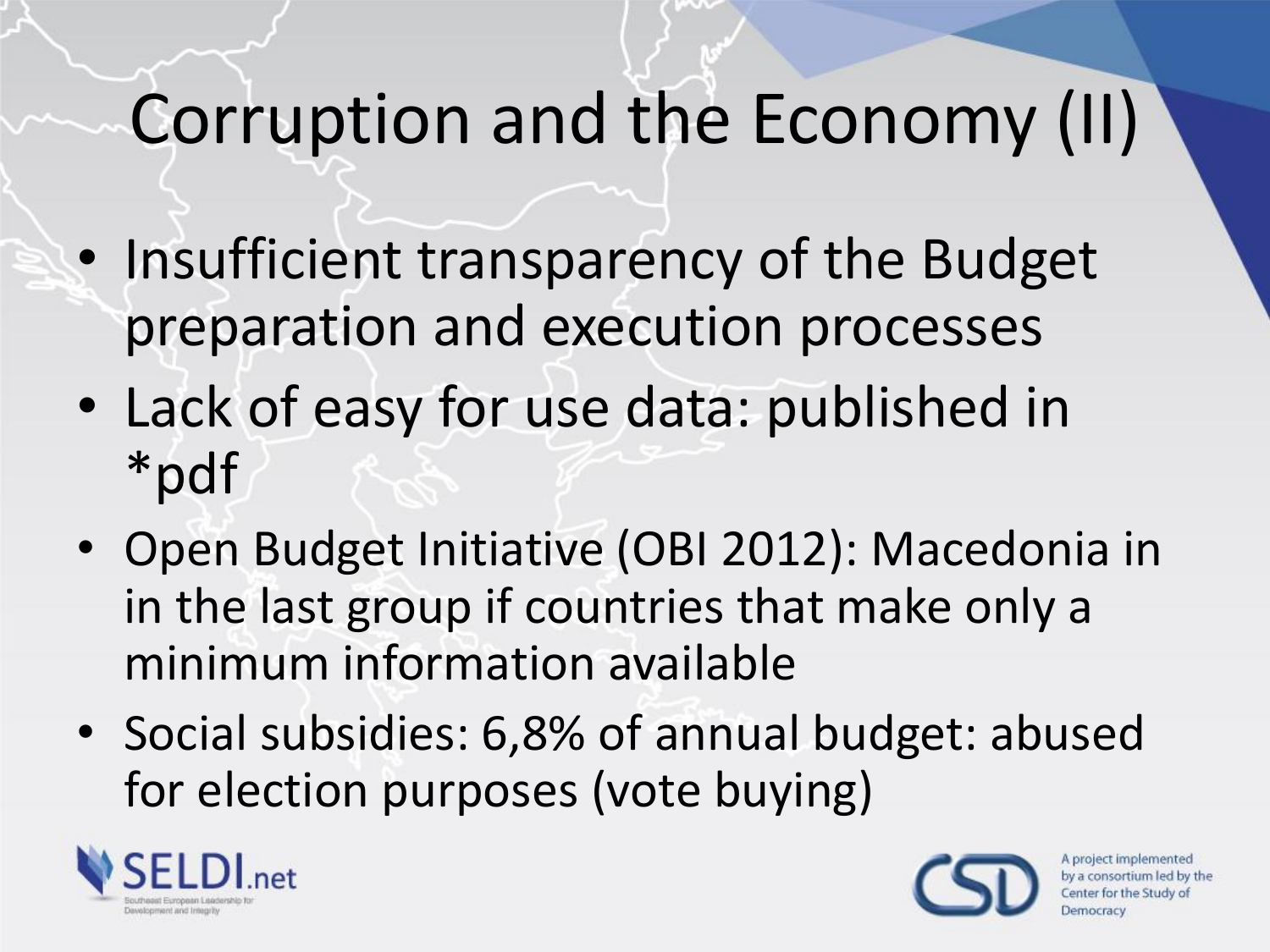# Corruption and the Economy (II)

- Insufficient transparency of the Budget preparation and execution processes
- Lack of easy for use data: published in *pdf
- Open Budget Initiative (OBI 2012): Macedonia in in the last group if countries that make only a minimum information available
- Social subsidies: 6,8% of annual budget: abused for election purposes (vote buying)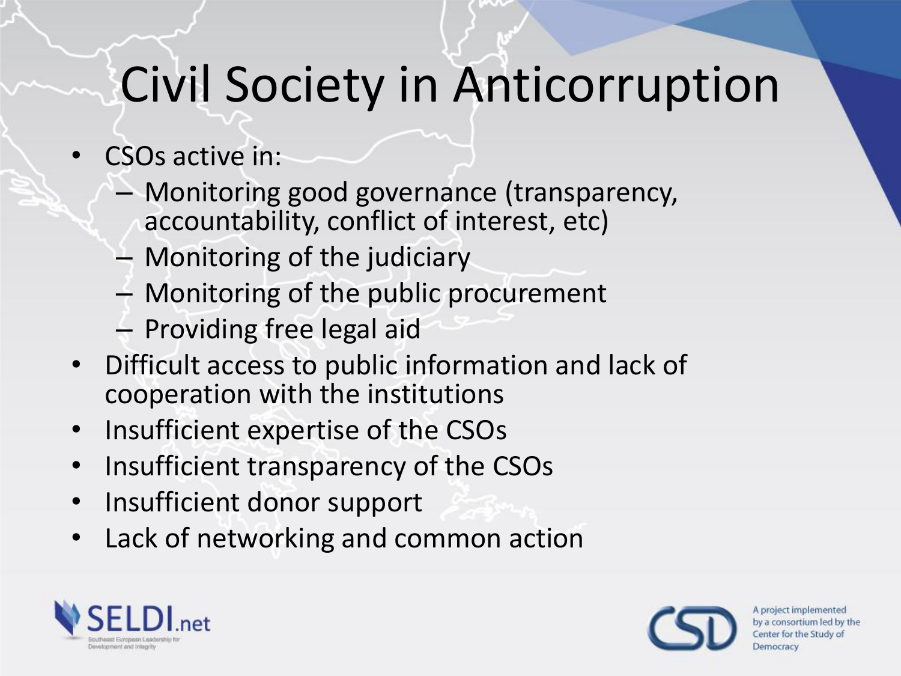# Civil Society in Anticorruption

- CSOs active in:
  - Monitoring good governance (transparency, accountability, conflict of interest, etc)
  - Monitoring of the judiciary
  - Monitoring of the public procurement
  - Providing free legal aid
- Difficult access to public information and lack of cooperation with the institutions
- Insufficient expertise of the CSOs
- Insufficient transparency of the CSOs
- Insufficient donor support
- Lack of networking and common action

SELDI.net — Southeast European Leadership for Development and Integrity

A project implemented by a consortium led by the Center for the Study of Democracy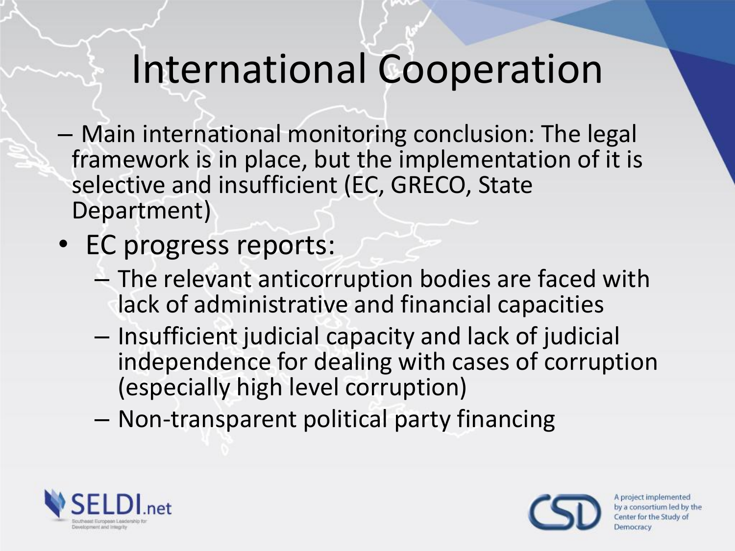# International Cooperation

- Main international monitoring conclusion: The legal framework is in place, but the implementation of it is selective and insufficient (EC, GRECO, State Department)

- EC progress reports:
  - The relevant anticorruption bodies are faced with lack of administrative and financial capacities
  - Insufficient judicial capacity and lack of judicial independence for dealing with cases of corruption (especially high level corruption)
  - Non-transparent political party financing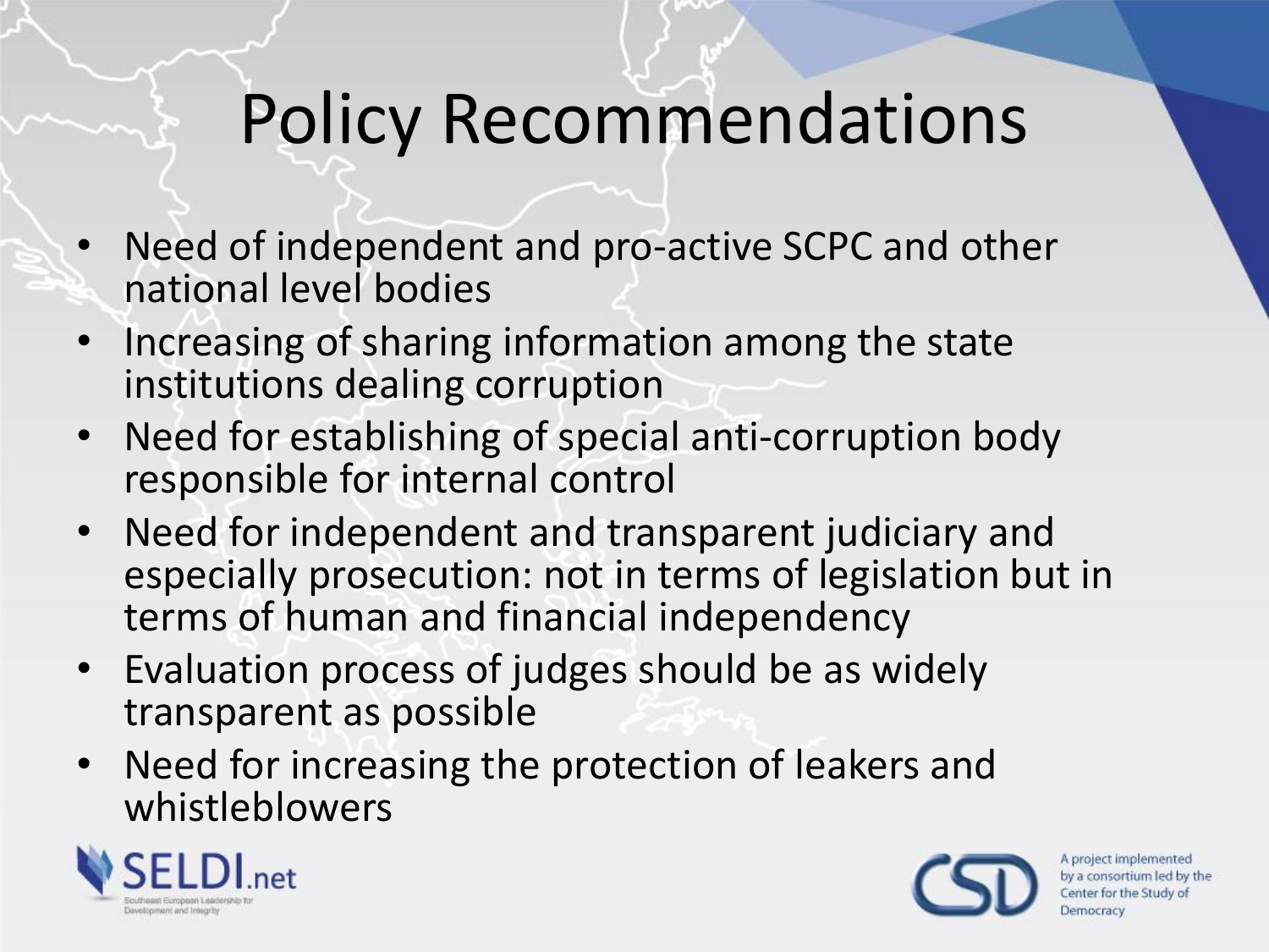# Policy Recommendations

- Need of independent and pro-active SCPC and other national level bodies
- Increasing of sharing information among the state institutions dealing corruption
- Need for establishing of special anti-corruption body responsible for internal control
- Need for independent and transparent judiciary and especially prosecution: not in terms of legislation but in terms of human and financial independency
- Evaluation process of judges should be as widely transparent as possible
- Need for increasing the protection of leakers and whistleblowers

SELDI.net Southeast European Leadership for Development and Integrity

CSD A project implemented by a consortium led by the Center for the Study of Democracy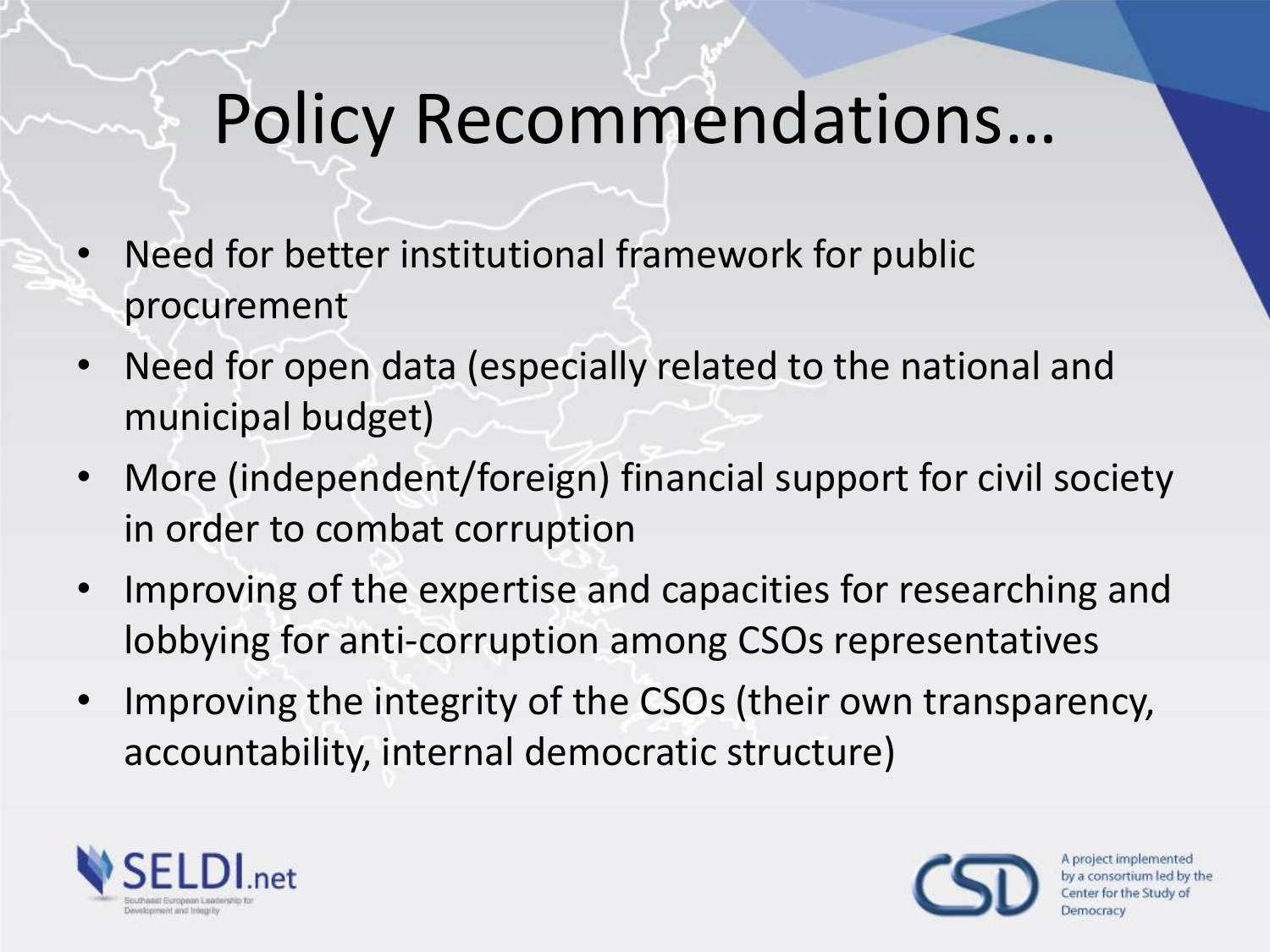# Policy Recommendations…

- Need for better institutional framework for public procurement
- Need for open data (especially related to the national and municipal budget)
- More (independent/foreign) financial support for civil society in order to combat corruption
- Improving of the expertise and capacities for researching and lobbying for anti-corruption among CSOs representatives
- Improving the integrity of the CSOs (their own transparency, accountability, internal democratic structure)

SELDI.net
Southeast European Leadership for Development and Integrity

CSD
A project implemented by a consortium led by the Center for the Study of Democracy